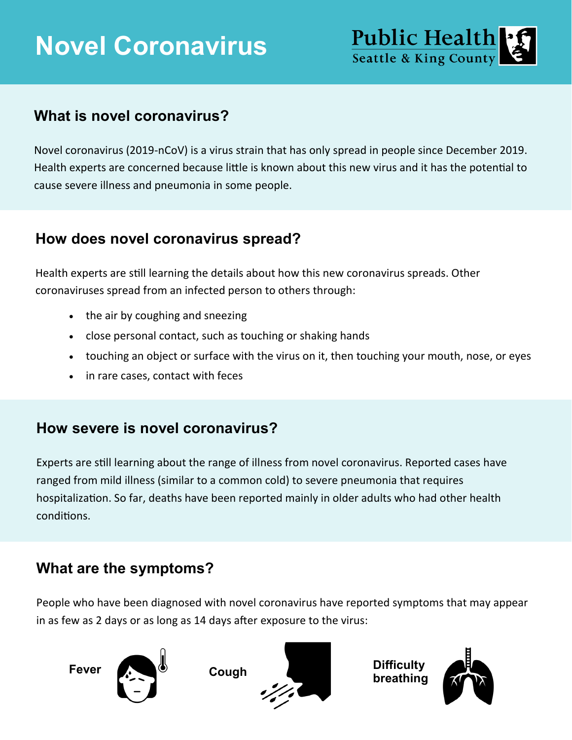# Novel Coronavirus

Public Health
Seattle & King County

## What is novel coronavirus?

Novel coronavirus (2019-nCoV) is a virus strain that has only spread in people since December 2019. Health experts are concerned because little is known about this new virus and it has the potential to cause severe illness and pneumonia in some people.

## How does novel coronavirus spread?

Health experts are still learning the details about how this new coronavirus spreads. Other coronaviruses spread from an infected person to others through:

- the air by coughing and sneezing
- close personal contact, such as touching or shaking hands
- touching an object or surface with the virus on it, then touching your mouth, nose, or eyes
- in rare cases, contact with feces

## How severe is novel coronavirus?

Experts are still learning about the range of illness from novel coronavirus. Reported cases have ranged from mild illness (similar to a common cold) to severe pneumonia that requires hospitalization. So far, deaths have been reported mainly in older adults who had other health conditions.

## What are the symptoms?

People who have been diagnosed with novel coronavirus have reported symptoms that may appear in as few as 2 days or as long as 14 days after exposure to the virus:

**Fever**

**Cough**

**Difficulty breathing**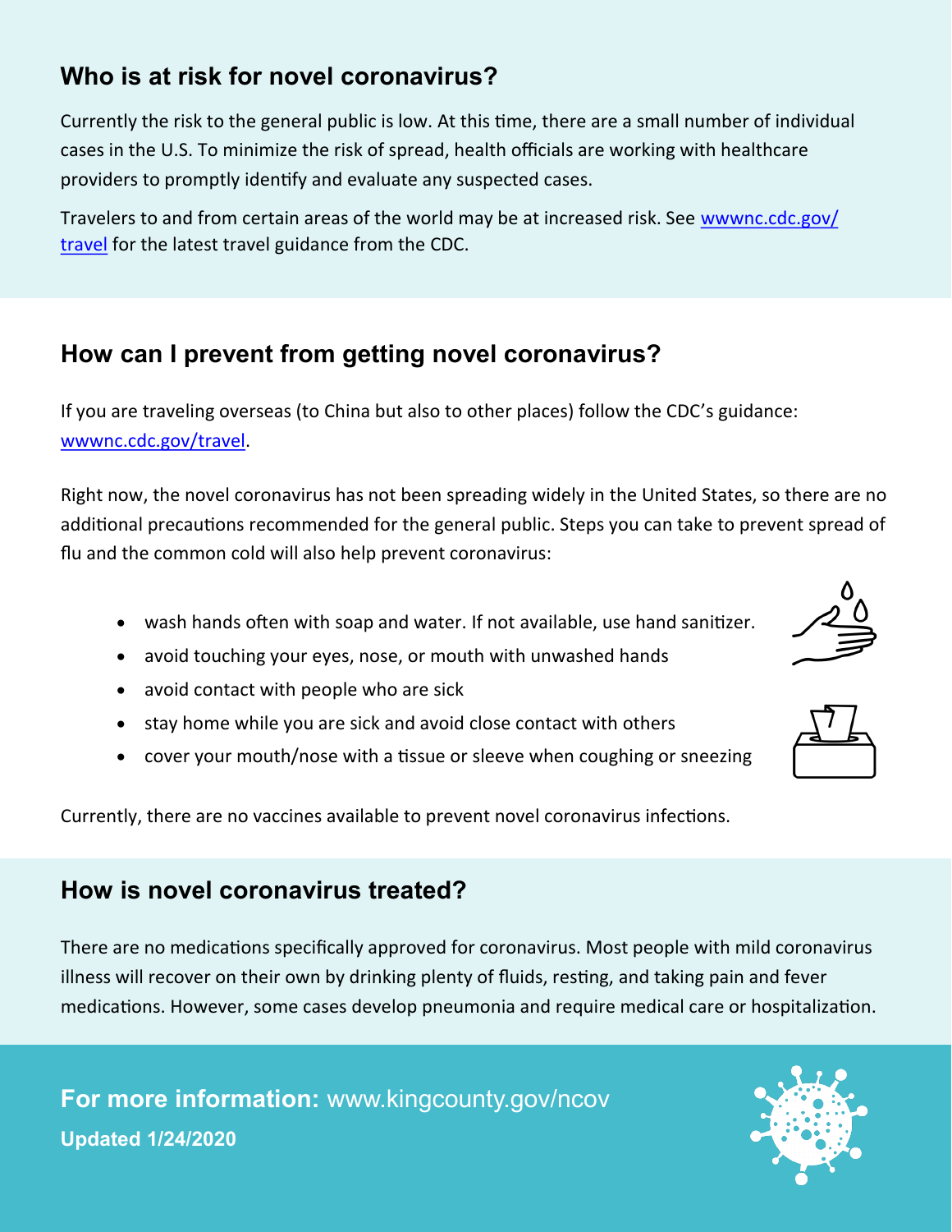## Who is at risk for novel coronavirus?

Currently the risk to the general public is low. At this time, there are a small number of individual cases in the U.S. To minimize the risk of spread, health officials are working with healthcare providers to promptly identify and evaluate any suspected cases.

Travelers to and from certain areas of the world may be at increased risk. See wwwnc.cdc.gov/travel for the latest travel guidance from the CDC.

## How can I prevent from getting novel coronavirus?

If you are traveling overseas (to China but also to other places) follow the CDC's guidance: wwwnc.cdc.gov/travel.

Right now, the novel coronavirus has not been spreading widely in the United States, so there are no additional precautions recommended for the general public. Steps you can take to prevent spread of flu and the common cold will also help prevent coronavirus:

- wash hands often with soap and water. If not available, use hand sanitizer.
- avoid touching your eyes, nose, or mouth with unwashed hands
- avoid contact with people who are sick
- stay home while you are sick and avoid close contact with others
- cover your mouth/nose with a tissue or sleeve when coughing or sneezing

Currently, there are no vaccines available to prevent novel coronavirus infections.

## How is novel coronavirus treated?

There are no medications specifically approved for coronavirus. Most people with mild coronavirus illness will recover on their own by drinking plenty of fluids, resting, and taking pain and fever medications. However, some cases develop pneumonia and require medical care or hospitalization.

**For more information:** www.kingcounty.gov/ncov

**Updated 1/24/2020**